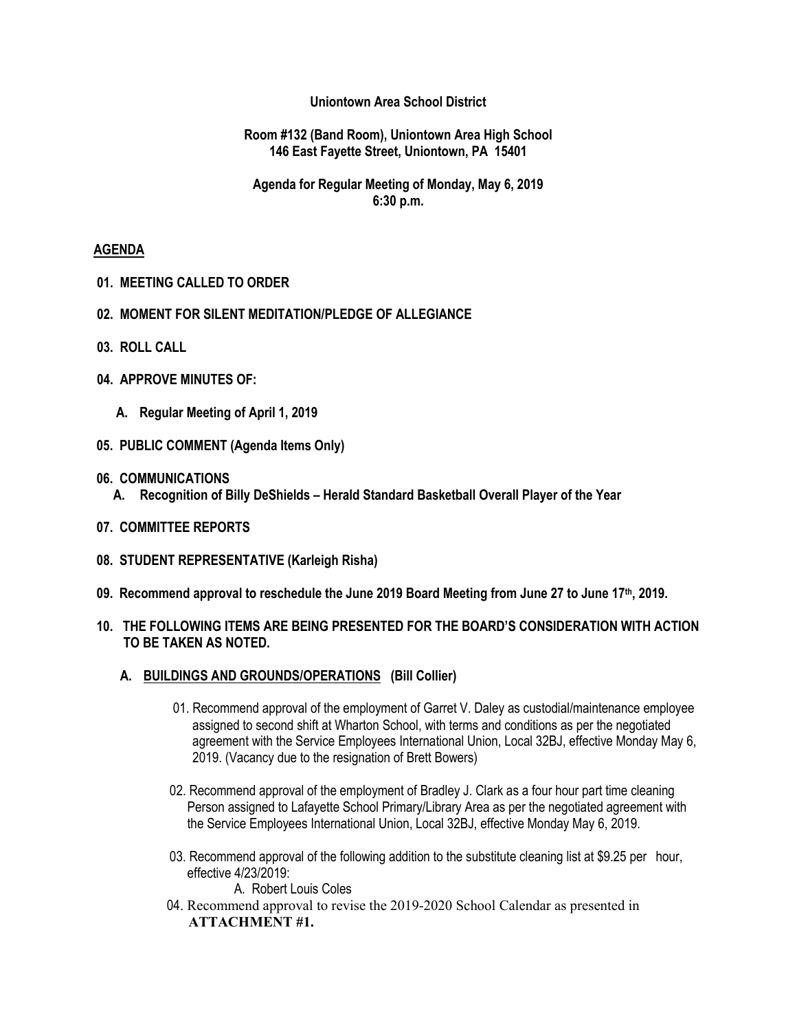**Uniontown Area School District**

**Room #132 (Band Room), Uniontown Area High School**
**146 East Fayette Street, Uniontown, PA 15401**

**Agenda for Regular Meeting of Monday, May 6, 2019**
**6:30 p.m.**

**AGENDA**

**01. MEETING CALLED TO ORDER**

**02. MOMENT FOR SILENT MEDITATION/PLEDGE OF ALLEGIANCE**

**03. ROLL CALL**

**04. APPROVE MINUTES OF:**

**A. Regular Meeting of April 1, 2019**

**05. PUBLIC COMMENT (Agenda Items Only)**

**06. COMMUNICATIONS**

**A. Recognition of Billy DeShields – Herald Standard Basketball Overall Player of the Year**

**07. COMMITTEE REPORTS**

**08. STUDENT REPRESENTATIVE (Karleigh Risha)**

**09. Recommend approval to reschedule the June 2019 Board Meeting from June 27 to June 17th, 2019.**

**10. THE FOLLOWING ITEMS ARE BEING PRESENTED FOR THE BOARD'S CONSIDERATION WITH ACTION TO BE TAKEN AS NOTED.**

**A. BUILDINGS AND GROUNDS/OPERATIONS (Bill Collier)**

01. Recommend approval of the employment of Garret V. Daley as custodial/maintenance employee assigned to second shift at Wharton School, with terms and conditions as per the negotiated agreement with the Service Employees International Union, Local 32BJ, effective Monday May 6, 2019. (Vacancy due to the resignation of Brett Bowers)

02. Recommend approval of the employment of Bradley J. Clark as a four hour part time cleaning Person assigned to Lafayette School Primary/Library Area as per the negotiated agreement with the Service Employees International Union, Local 32BJ, effective Monday May 6, 2019.

03. Recommend approval of the following addition to the substitute cleaning list at $9.25 per hour, effective 4/23/2019:

A. Robert Louis Coles

04. Recommend approval to revise the 2019-2020 School Calendar as presented in **ATTACHMENT #1.**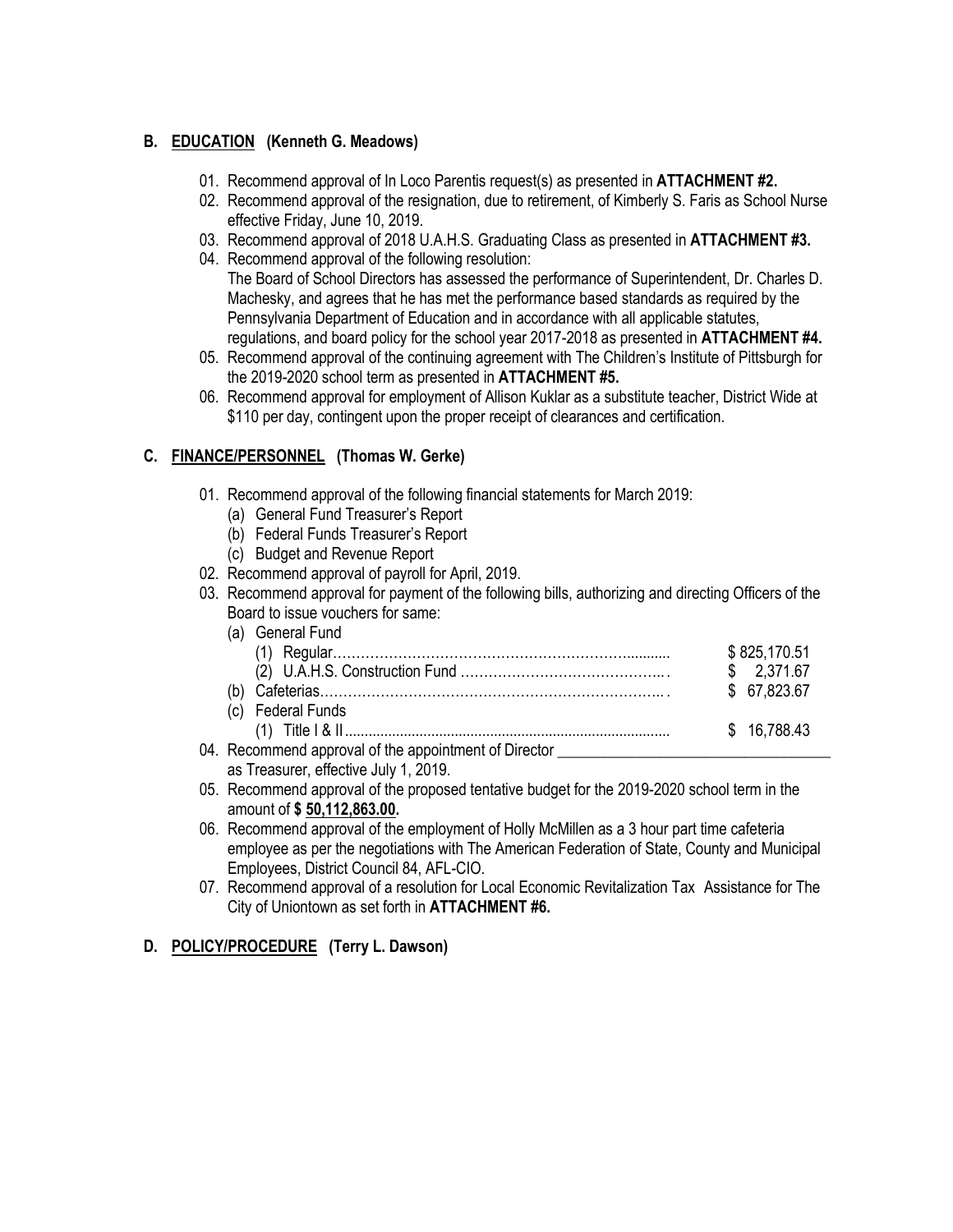## B. <u>EDUCATION</u> (Kenneth G. Meadows)

01. Recommend approval of In Loco Parentis request(s) as presented in **ATTACHMENT #2.**
02. Recommend approval of the resignation, due to retirement, of Kimberly S. Faris as School Nurse effective Friday, June 10, 2019.
03. Recommend approval of 2018 U.A.H.S. Graduating Class as presented in **ATTACHMENT #3.**
04. Recommend approval of the following resolution:
    The Board of School Directors has assessed the performance of Superintendent, Dr. Charles D. Machesky, and agrees that he has met the performance based standards as required by the Pennsylvania Department of Education and in accordance with all applicable statutes, regulations, and board policy for the school year 2017-2018 as presented in **ATTACHMENT #4.**
05. Recommend approval of the continuing agreement with The Children's Institute of Pittsburgh for the 2019-2020 school term as presented in **ATTACHMENT #5.**
06. Recommend approval for employment of Allison Kuklar as a substitute teacher, District Wide at $110 per day, contingent upon the proper receipt of clearances and certification.

## C. <u>FINANCE/PERSONNEL</u> (Thomas W. Gerke)

01. Recommend approval of the following financial statements for March 2019:
    (a) General Fund Treasurer's Report
    (b) Federal Funds Treasurer's Report
    (c) Budget and Revenue Report
02. Recommend approval of payroll for April, 2019.
03. Recommend approval for payment of the following bills, authorizing and directing Officers of the Board to issue vouchers for same:
    (a) General Fund
        (1) Regular…………………………………………………………........... $ 825,170.51
        (2) U.A.H.S. Construction Fund ……………………………………... $ 2,371.67
    (b) Cafeterias………………………………………………………………... $ 67,823.67
    (c) Federal Funds
        (1) Title I & II.................................................................................. $ 16,788.43
04. Recommend approval of the appointment of Director ___________________________________ as Treasurer, effective July 1, 2019.
05. Recommend approval of the proposed tentative budget for the 2019-2020 school term in the amount of **$ <u>50,112,863.00</u>.**
06. Recommend approval of the employment of Holly McMillen as a 3 hour part time cafeteria employee as per the negotiations with The American Federation of State, County and Municipal Employees, District Council 84, AFL-CIO.
07. Recommend approval of a resolution for Local Economic Revitalization Tax Assistance for The City of Uniontown as set forth in **ATTACHMENT #6.**

## D. <u>POLICY/PROCEDURE</u> (Terry L. Dawson)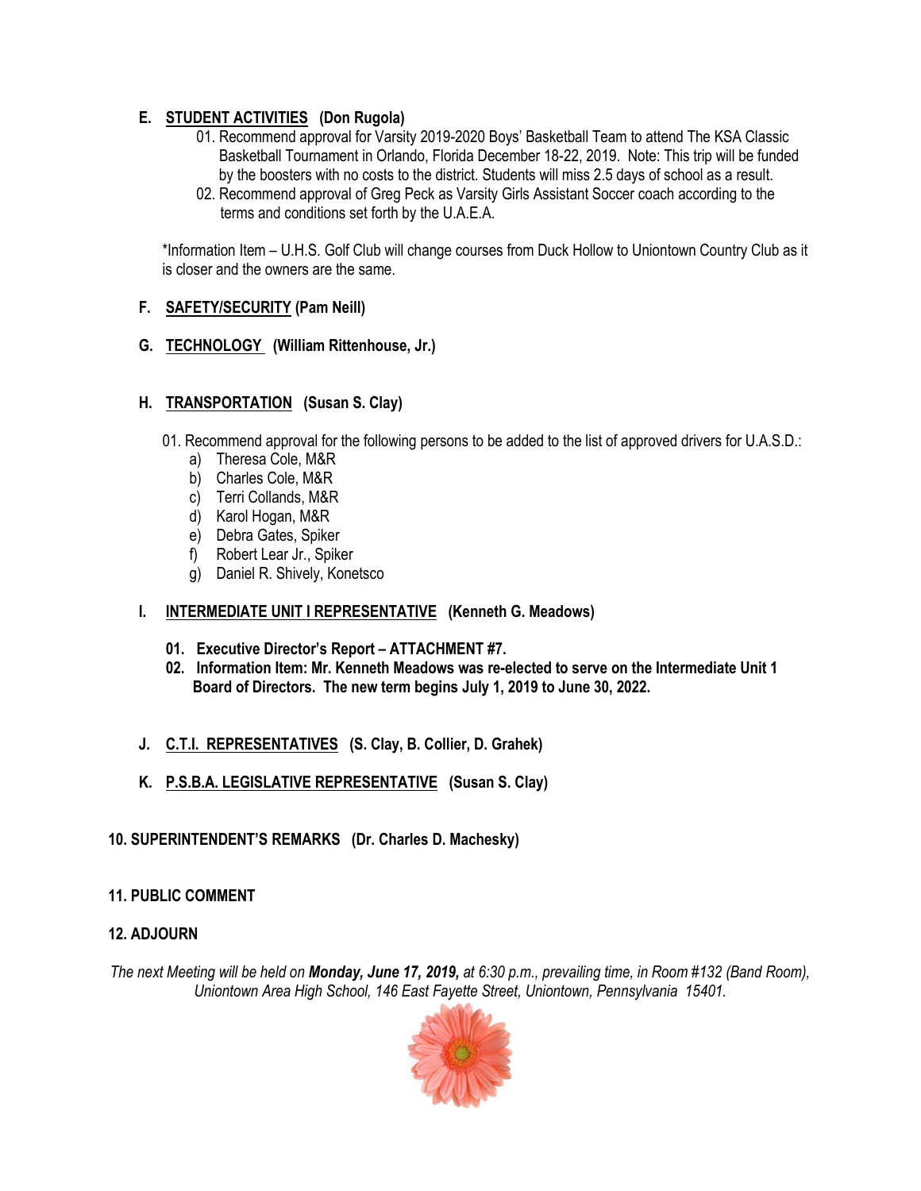**E. <u>STUDENT ACTIVITIES</u> (Don Rugola)**

01. Recommend approval for Varsity 2019-2020 Boys' Basketball Team to attend The KSA Classic Basketball Tournament in Orlando, Florida December 18-22, 2019. Note: This trip will be funded by the boosters with no costs to the district. Students will miss 2.5 days of school as a result.
02. Recommend approval of Greg Peck as Varsity Girls Assistant Soccer coach according to the terms and conditions set forth by the U.A.E.A.

*Information Item – U.H.S. Golf Club will change courses from Duck Hollow to Uniontown Country Club as it is closer and the owners are the same.

**F. <u>SAFETY/SECURITY</u> (Pam Neill)**

**G. <u>TECHNOLOGY</u> (William Rittenhouse, Jr.)**

**H. <u>TRANSPORTATION</u> (Susan S. Clay)**

01. Recommend approval for the following persons to be added to the list of approved drivers for U.A.S.D.:
    - a) Theresa Cole, M&R
    - b) Charles Cole, M&R
    - c) Terri Collands, M&R
    - d) Karol Hogan, M&R
    - e) Debra Gates, Spiker
    - f) Robert Lear Jr., Spiker
    - g) Daniel R. Shively, Konetsco

**I. <u>INTERMEDIATE UNIT I REPRESENTATIVE</u> (Kenneth G. Meadows)**

**01. Executive Director's Report – ATTACHMENT #7.**
**02. Information Item: Mr. Kenneth Meadows was re-elected to serve on the Intermediate Unit 1 Board of Directors. The new term begins July 1, 2019 to June 30, 2022.**

**J. <u>C.T.I. REPRESENTATIVES</u> (S. Clay, B. Collier, D. Grahek)**

**K. <u>P.S.B.A. LEGISLATIVE REPRESENTATIVE</u> (Susan S. Clay)**

**10. SUPERINTENDENT'S REMARKS (Dr. Charles D. Machesky)**

**11. PUBLIC COMMENT**

**12. ADJOURN**

*The next Meeting will be held on **Monday, June 17, 2019,** at 6:30 p.m., prevailing time, in Room #132 (Band Room), Uniontown Area High School, 146 East Fayette Street, Uniontown, Pennsylvania 15401.*